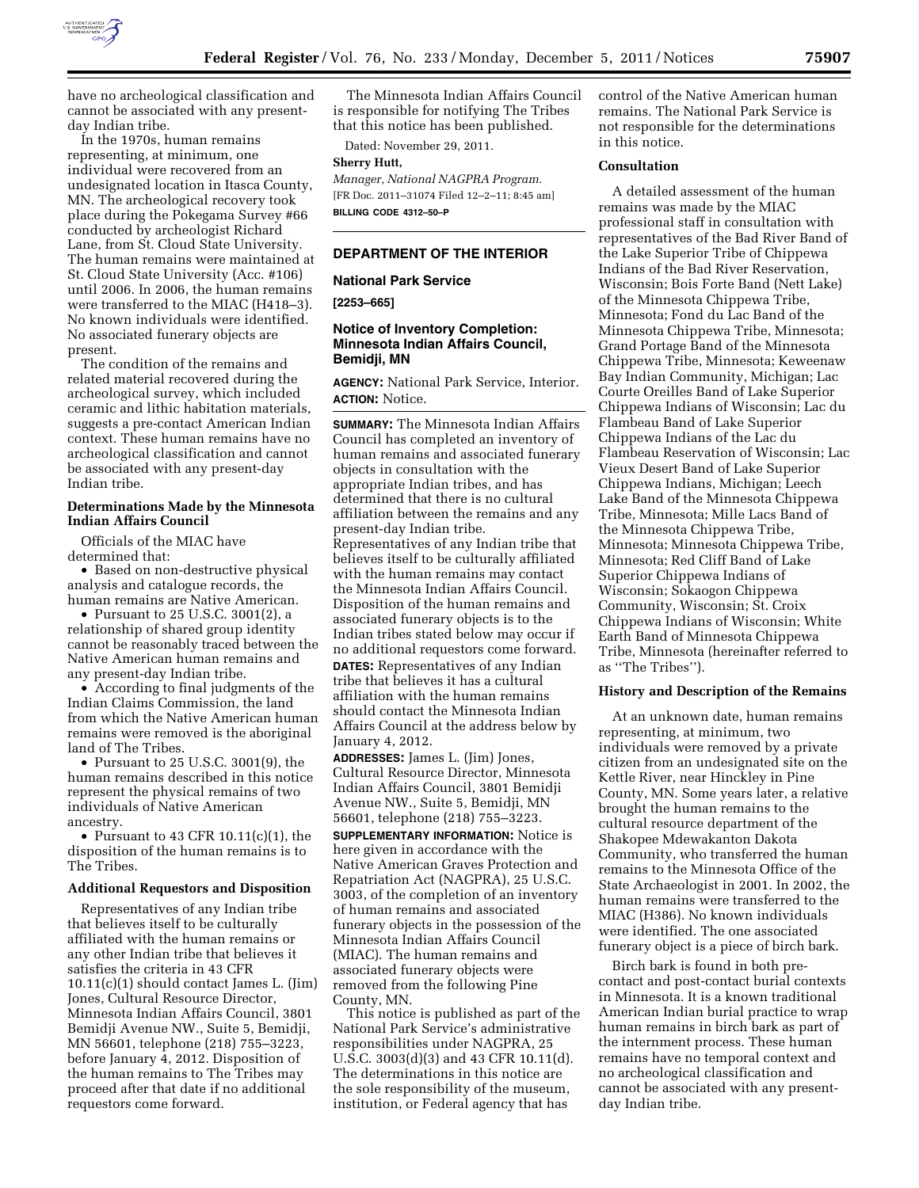have no archeological classification and cannot be associated with any present-day Indian tribe.

In the 1970s, human remains representing, at minimum, one individual were recovered from an undesignated location in Itasca County, MN. The archeological recovery took place during the Pokegama Survey #66 conducted by archeologist Richard Lane, from St. Cloud State University. The human remains were maintained at St. Cloud State University (Acc. #106) until 2006. In 2006, the human remains were transferred to the MIAC (H418–3). No known individuals were identified. No associated funerary objects are present.

The condition of the remains and related material recovered during the archeological survey, which included ceramic and lithic habitation materials, suggests a pre-contact American Indian context. These human remains have no archeological classification and cannot be associated with any present-day Indian tribe.

### Determinations Made by the Minnesota Indian Affairs Council

Officials of the MIAC have determined that:

- Based on non-destructive physical analysis and catalogue records, the human remains are Native American.
- Pursuant to 25 U.S.C. 3001(2), a relationship of shared group identity cannot be reasonably traced between the Native American human remains and any present-day Indian tribe.
- According to final judgments of the Indian Claims Commission, the land from which the Native American human remains were removed is the aboriginal land of The Tribes.
- Pursuant to 25 U.S.C. 3001(9), the human remains described in this notice represent the physical remains of two individuals of Native American ancestry.
- Pursuant to 43 CFR 10.11(c)(1), the disposition of the human remains is to The Tribes.

### Additional Requestors and Disposition

Representatives of any Indian tribe that believes itself to be culturally affiliated with the human remains or any other Indian tribe that believes it satisfies the criteria in 43 CFR 10.11(c)(1) should contact James L. (Jim) Jones, Cultural Resource Director, Minnesota Indian Affairs Council, 3801 Bemidji Avenue NW., Suite 5, Bemidji, MN 56601, telephone (218) 755–3223, before January 4, 2012. Disposition of the human remains to The Tribes may proceed after that date if no additional requestors come forward.

The Minnesota Indian Affairs Council is responsible for notifying The Tribes that this notice has been published.

Dated: November 29, 2011.

**Sherry Hutt,**

*Manager, National NAGPRA Program.*

[FR Doc. 2011–31074 Filed 12–2–11; 8:45 am]

**BILLING CODE 4312–50–P**

---

## DEPARTMENT OF THE INTERIOR

### National Park Service

**[2253–665]**

### Notice of Inventory Completion: Minnesota Indian Affairs Council, Bemidji, MN

**AGENCY:** National Park Service, Interior.

**ACTION:** Notice.

**SUMMARY:** The Minnesota Indian Affairs Council has completed an inventory of human remains and associated funerary objects in consultation with the appropriate Indian tribes, and has determined that there is no cultural affiliation between the remains and any present-day Indian tribe. Representatives of any Indian tribe that believes itself to be culturally affiliated with the human remains may contact the Minnesota Indian Affairs Council. Disposition of the human remains and associated funerary objects is to the Indian tribes stated below may occur if no additional requestors come forward.

**DATES:** Representatives of any Indian tribe that believes it has a cultural affiliation with the human remains should contact the Minnesota Indian Affairs Council at the address below by January 4, 2012.

**ADDRESSES:** James L. (Jim) Jones, Cultural Resource Director, Minnesota Indian Affairs Council, 3801 Bemidji Avenue NW., Suite 5, Bemidji, MN 56601, telephone (218) 755–3223.

**SUPPLEMENTARY INFORMATION:** Notice is here given in accordance with the Native American Graves Protection and Repatriation Act (NAGPRA), 25 U.S.C. 3003, of the completion of an inventory of human remains and associated funerary objects in the possession of the Minnesota Indian Affairs Council (MIAC). The human remains and associated funerary objects were removed from the following Pine County, MN.

This notice is published as part of the National Park Service's administrative responsibilities under NAGPRA, 25 U.S.C. 3003(d)(3) and 43 CFR 10.11(d). The determinations in this notice are the sole responsibility of the museum, institution, or Federal agency that has control of the Native American human remains. The National Park Service is not responsible for the determinations in this notice.

### Consultation

A detailed assessment of the human remains was made by the MIAC professional staff in consultation with representatives of the Bad River Band of the Lake Superior Tribe of Chippewa Indians of the Bad River Reservation, Wisconsin; Bois Forte Band (Nett Lake) of the Minnesota Chippewa Tribe, Minnesota; Fond du Lac Band of the Minnesota Chippewa Tribe, Minnesota; Grand Portage Band of the Minnesota Chippewa Tribe, Minnesota; Keweenaw Bay Indian Community, Michigan; Lac Courte Oreilles Band of Lake Superior Chippewa Indians of Wisconsin; Lac du Flambeau Band of Lake Superior Chippewa Indians of the Lac du Flambeau Reservation of Wisconsin; Lac Vieux Desert Band of Lake Superior Chippewa Indians, Michigan; Leech Lake Band of the Minnesota Chippewa Tribe, Minnesota; Mille Lacs Band of the Minnesota Chippewa Tribe, Minnesota; Minnesota Chippewa Tribe, Minnesota; Red Cliff Band of Lake Superior Chippewa Indians of Wisconsin; Sokaogon Chippewa Community, Wisconsin; St. Croix Chippewa Indians of Wisconsin; White Earth Band of Minnesota Chippewa Tribe, Minnesota (hereinafter referred to as ''The Tribes'').

### History and Description of the Remains

At an unknown date, human remains representing, at minimum, two individuals were removed by a private citizen from an undesignated site on the Kettle River, near Hinckley in Pine County, MN. Some years later, a relative brought the human remains to the cultural resource department of the Shakopee Mdewakanton Dakota Community, who transferred the human remains to the Minnesota Office of the State Archaeologist in 2001. In 2002, the human remains were transferred to the MIAC (H386). No known individuals were identified. The one associated funerary object is a piece of birch bark.

Birch bark is found in both pre-contact and post-contact burial contexts in Minnesota. It is a known traditional American Indian burial practice to wrap human remains in birch bark as part of the internment process. These human remains have no temporal context and no archeological classification and cannot be associated with any present-day Indian tribe.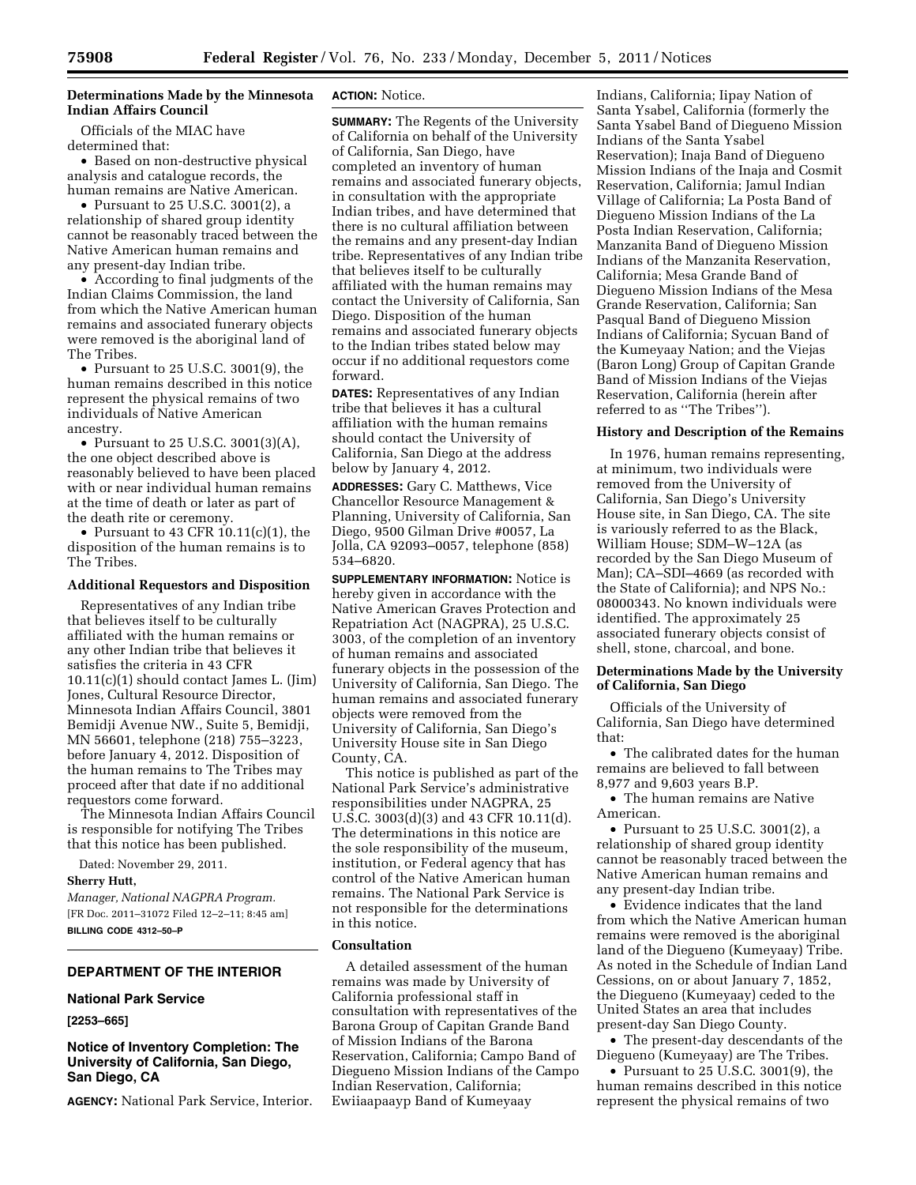### Determinations Made by the Minnesota Indian Affairs Council

Officials of the MIAC have determined that:

- Based on non-destructive physical analysis and catalogue records, the human remains are Native American.
- Pursuant to 25 U.S.C. 3001(2), a relationship of shared group identity cannot be reasonably traced between the Native American human remains and any present-day Indian tribe.
- According to final judgments of the Indian Claims Commission, the land from which the Native American human remains and associated funerary objects were removed is the aboriginal land of The Tribes.
- Pursuant to 25 U.S.C. 3001(9), the human remains described in this notice represent the physical remains of two individuals of Native American ancestry.
- Pursuant to 25 U.S.C. 3001(3)(A), the one object described above is reasonably believed to have been placed with or near individual human remains at the time of death or later as part of the death rite or ceremony.
- Pursuant to 43 CFR 10.11(c)(1), the disposition of the human remains is to The Tribes.

### Additional Requestors and Disposition

Representatives of any Indian tribe that believes itself to be culturally affiliated with the human remains or any other Indian tribe that believes it satisfies the criteria in 43 CFR 10.11(c)(1) should contact James L. (Jim) Jones, Cultural Resource Director, Minnesota Indian Affairs Council, 3801 Bemidji Avenue NW., Suite 5, Bemidji, MN 56601, telephone (218) 755–3223, before January 4, 2012. Disposition of the human remains to The Tribes may proceed after that date if no additional requestors come forward.

The Minnesota Indian Affairs Council is responsible for notifying The Tribes that this notice has been published.

Dated: November 29, 2011.

**Sherry Hutt,**

*Manager, National NAGPRA Program.*

[FR Doc. 2011–31072 Filed 12–2–11; 8:45 am]

**BILLING CODE 4312–50–P**

---

## DEPARTMENT OF THE INTERIOR

### National Park Service

**[2253–665]**

### Notice of Inventory Completion: The University of California, San Diego, San Diego, CA

**AGENCY:** National Park Service, Interior.

**ACTION:** Notice.

**SUMMARY:** The Regents of the University of California on behalf of the University of California, San Diego, have completed an inventory of human remains and associated funerary objects, in consultation with the appropriate Indian tribes, and have determined that there is no cultural affiliation between the remains and any present-day Indian tribe. Representatives of any Indian tribe that believes itself to be culturally affiliated with the human remains may contact the University of California, San Diego. Disposition of the human remains and associated funerary objects to the Indian tribes stated below may occur if no additional requestors come forward.

**DATES:** Representatives of any Indian tribe that believes it has a cultural affiliation with the human remains should contact the University of California, San Diego at the address below by January 4, 2012.

**ADDRESSES:** Gary C. Matthews, Vice Chancellor Resource Management & Planning, University of California, San Diego, 9500 Gilman Drive #0057, La Jolla, CA 92093–0057, telephone (858) 534–6820.

**SUPPLEMENTARY INFORMATION:** Notice is hereby given in accordance with the Native American Graves Protection and Repatriation Act (NAGPRA), 25 U.S.C. 3003, of the completion of an inventory of human remains and associated funerary objects in the possession of the University of California, San Diego. The human remains and associated funerary objects were removed from the University of California, San Diego's University House site in San Diego County, CA.

This notice is published as part of the National Park Service's administrative responsibilities under NAGPRA, 25 U.S.C. 3003(d)(3) and 43 CFR 10.11(d). The determinations in this notice are the sole responsibility of the museum, institution, or Federal agency that has control of the Native American human remains. The National Park Service is not responsible for the determinations in this notice.

### Consultation

A detailed assessment of the human remains was made by University of California professional staff in consultation with representatives of the Barona Group of Capitan Grande Band of Mission Indians of the Barona Reservation, California; Campo Band of Diegueno Mission Indians of the Campo Indian Reservation, California; Ewiiaapaayp Band of Kumeyaay Indians, California; Iipay Nation of Santa Ysabel, California (formerly the Santa Ysabel Band of Diegueno Mission Indians of the Santa Ysabel Reservation); Inaja Band of Diegueno Mission Indians of the Inaja and Cosmit Reservation, California; Jamul Indian Village of California; La Posta Band of Diegueno Mission Indians of the La Posta Indian Reservation, California; Manzanita Band of Diegueno Mission Indians of the Manzanita Reservation, California; Mesa Grande Band of Diegueno Mission Indians of the Mesa Grande Reservation, California; San Pasqual Band of Diegueno Mission Indians of California; Sycuan Band of the Kumeyaay Nation; and the Viejas (Baron Long) Group of Capitan Grande Band of Mission Indians of the Viejas Reservation, California (herein after referred to as ''The Tribes'').

### History and Description of the Remains

In 1976, human remains representing, at minimum, two individuals were removed from the University of California, San Diego's University House site, in San Diego, CA. The site is variously referred to as the Black, William House; SDM–W–12A (as recorded by the San Diego Museum of Man); CA–SDI–4669 (as recorded with the State of California); and NPS No.: 08000343. No known individuals were identified. The approximately 25 associated funerary objects consist of shell, stone, charcoal, and bone.

### Determinations Made by the University of California, San Diego

Officials of the University of California, San Diego have determined that:

- The calibrated dates for the human remains are believed to fall between 8,977 and 9,603 years B.P.
- The human remains are Native American.
- Pursuant to 25 U.S.C. 3001(2), a relationship of shared group identity cannot be reasonably traced between the Native American human remains and any present-day Indian tribe.
- Evidence indicates that the land from which the Native American human remains were removed is the aboriginal land of the Diegueno (Kumeyaay) Tribe. As noted in the Schedule of Indian Land Cessions, on or about January 7, 1852, the Diegueno (Kumeyaay) ceded to the United States an area that includes present-day San Diego County.
- The present-day descendants of the Diegueno (Kumeyaay) are The Tribes.
- Pursuant to 25 U.S.C. 3001(9), the human remains described in this notice represent the physical remains of two